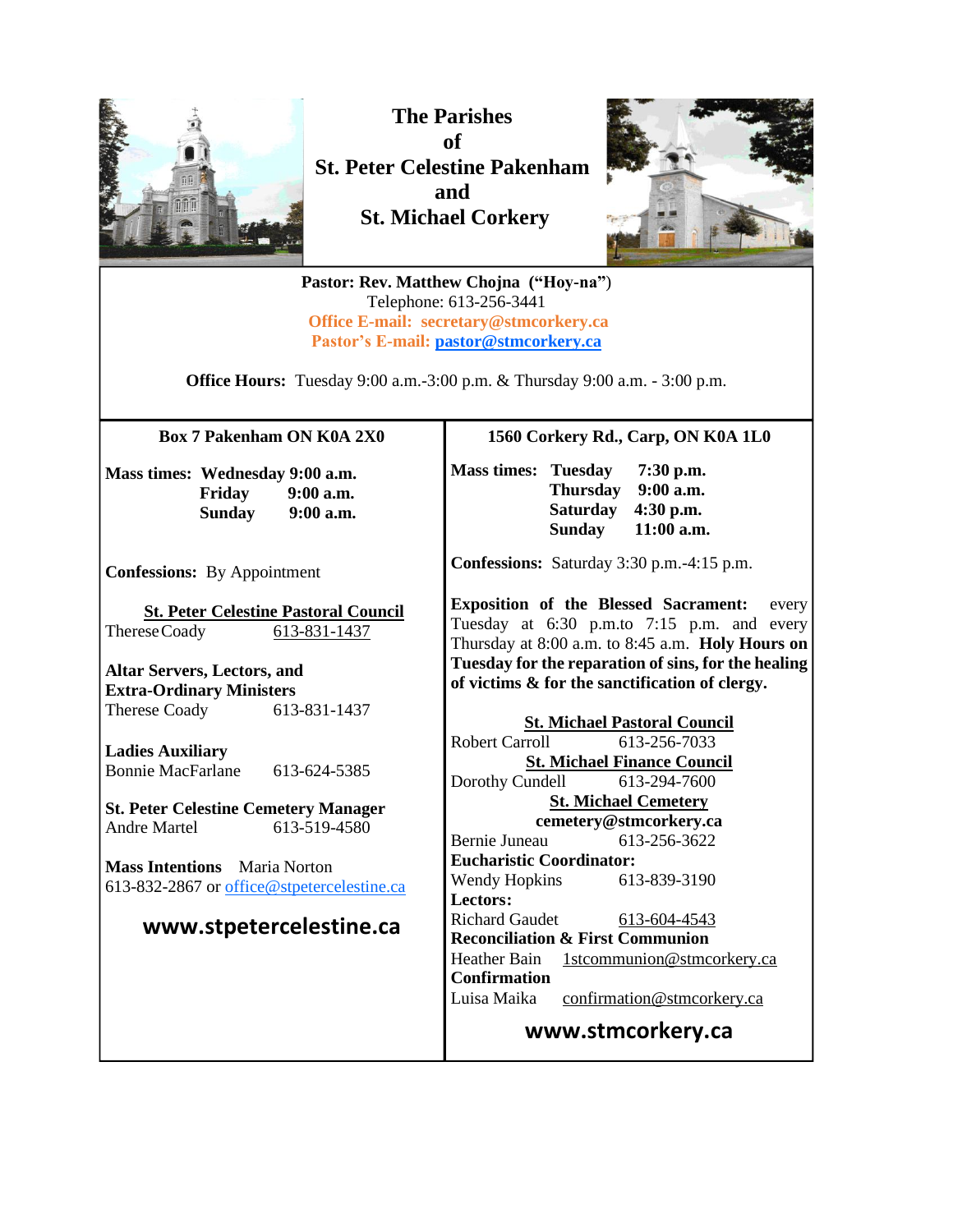# The Parishes of St. Peter Celestine Pakenham and St. Michael Corkery

**Pastor: Rev. Matthew Chojna ("Hoy-na")**
Telephone: 613-256-3441
**Office E-mail: secretary@stmcorkery.ca**
**Pastor's E-mail: pastor@stmcorkery.ca**

**Office Hours:** Tuesday 9:00 a.m.-3:00 p.m. & Thursday 9:00 a.m. - 3:00 p.m.

---

**Box 7 Pakenham ON K0A 2X0**

**Mass times:** **Wednesday 9:00 a.m.**
**Friday 9:00 a.m.**
**Sunday 9:00 a.m.**

**Confessions:** By Appointment

**St. Peter Celestine Pastoral Council**
Therese Coady 613-831-1437

**Altar Servers, Lectors, and Extra-Ordinary Ministers**
Therese Coady 613-831-1437

**Ladies Auxiliary**
Bonnie MacFarlane 613-624-5385

**St. Peter Celestine Cemetery Manager**
Andre Martel 613-519-4580

**Mass Intentions** Maria Norton
613-832-2867 or office@stpetercelestine.ca

**www.stpetercelestine.ca**

---

**1560 Corkery Rd., Carp, ON K0A 1L0**

**Mass times:** **Tuesday 7:30 p.m.**
**Thursday 9:00 a.m.**
**Saturday 4:30 p.m.**
**Sunday 11:00 a.m.**

**Confessions:** Saturday 3:30 p.m.-4:15 p.m.

**Exposition of the Blessed Sacrament:** every Tuesday at 6:30 p.m.to 7:15 p.m. and every Thursday at 8:00 a.m. to 8:45 a.m. **Holy Hours on Tuesday for the reparation of sins, for the healing of victims & for the sanctification of clergy.**

**St. Michael Pastoral Council**
Robert Carroll 613-256-7033

**St. Michael Finance Council**
Dorothy Cundell 613-294-7600

**St. Michael Cemetery**
**cemetery@stmcorkery.ca**
Bernie Juneau 613-256-3622

**Eucharistic Coordinator:**
Wendy Hopkins 613-839-3190

**Lectors:**
Richard Gaudet 613-604-4543

**Reconciliation & First Communion**
Heather Bain 1stcommunion@stmcorkery.ca

**Confirmation**
Luisa Maika confirmation@stmcorkery.ca

**www.stmcorkery.ca**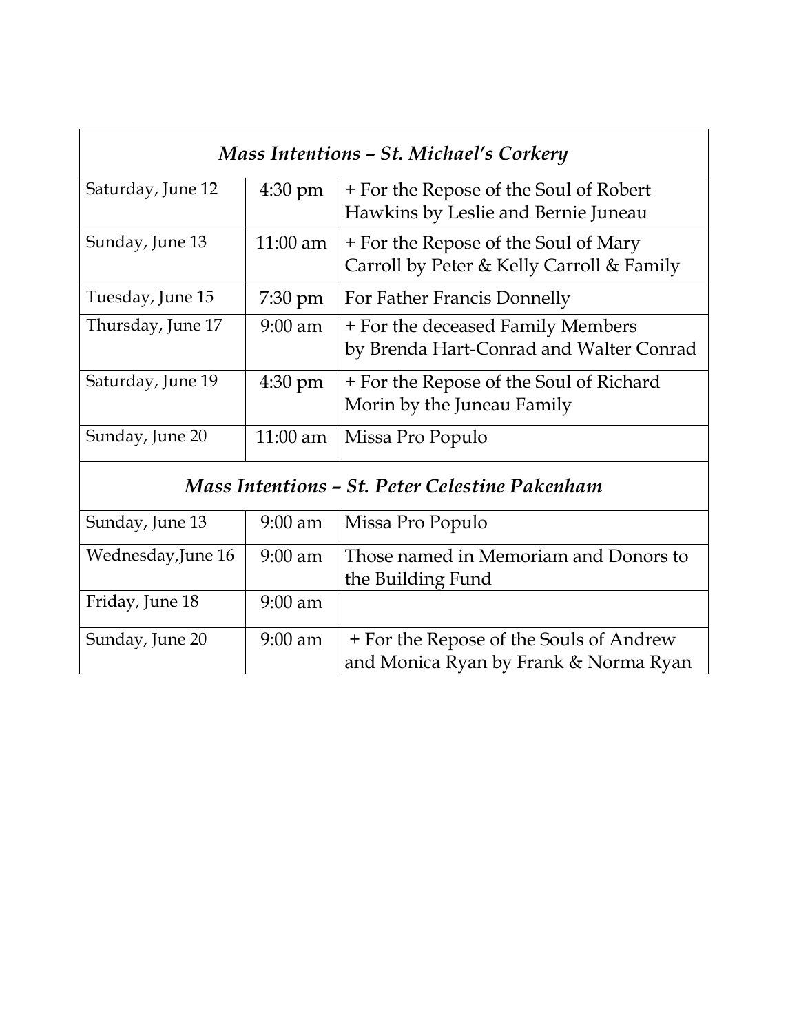| *Mass Intentions – St. Michael's Corkery* | | |
|---|---|---|
| Saturday, June 12 | 4:30 pm | + For the Repose of the Soul of Robert Hawkins by Leslie and Bernie Juneau |
| Sunday, June 13 | 11:00 am | + For the Repose of the Soul of Mary Carroll by Peter & Kelly Carroll & Family |
| Tuesday, June 15 | 7:30 pm | For Father Francis Donnelly |
| Thursday, June 17 | 9:00 am | + For the deceased Family Members by Brenda Hart-Conrad and Walter Conrad |
| Saturday, June 19 | 4:30 pm | + For the Repose of the Soul of Richard Morin by the Juneau Family |
| Sunday, June 20 | 11:00 am | Missa Pro Populo |

| *Mass Intentions – St. Peter Celestine Pakenham* | | |
|---|---|---|
| Sunday, June 13 | 9:00 am | Missa Pro Populo |
| Wednesday,June 16 | 9:00 am | Those named in Memoriam and Donors to the Building Fund |
| Friday, June 18 | 9:00 am | |
| Sunday, June 20 | 9:00 am | + For the Repose of the Souls of Andrew and Monica Ryan by Frank & Norma Ryan |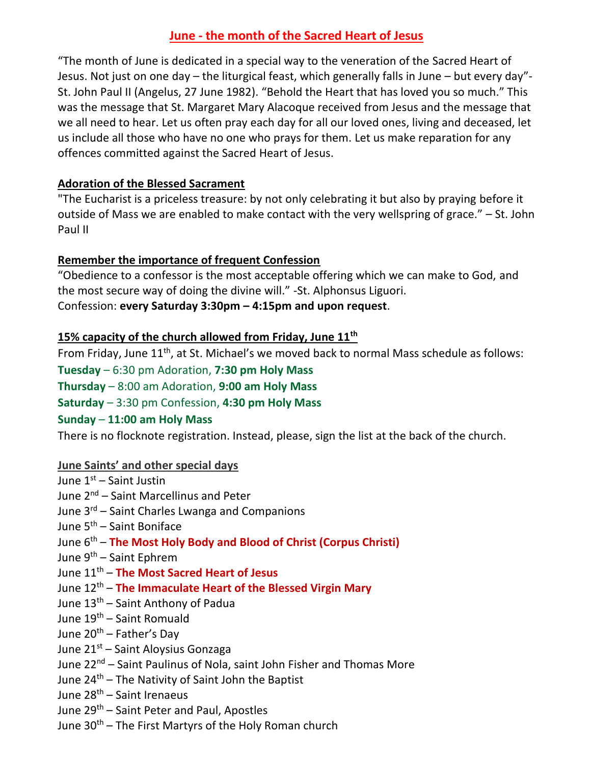## June - the month of the Sacred Heart of Jesus

"The month of June is dedicated in a special way to the veneration of the Sacred Heart of Jesus. Not just on one day – the liturgical feast, which generally falls in June – but every day"- St. John Paul II (Angelus, 27 June 1982). "Behold the Heart that has loved you so much." This was the message that St. Margaret Mary Alacoque received from Jesus and the message that we all need to hear. Let us often pray each day for all our loved ones, living and deceased, let us include all those who have no one who prays for them. Let us make reparation for any offences committed against the Sacred Heart of Jesus.

### Adoration of the Blessed Sacrament

"The Eucharist is a priceless treasure: by not only celebrating it but also by praying before it outside of Mass we are enabled to make contact with the very wellspring of grace." – St. John Paul II

### Remember the importance of frequent Confession

"Obedience to a confessor is the most acceptable offering which we can make to God, and the most secure way of doing the divine will." -St. Alphonsus Liguori.

Confession: **every Saturday 3:30pm – 4:15pm and upon request**.

### 15% capacity of the church allowed from Friday, June 11th

From Friday, June 11th, at St. Michael's we moved back to normal Mass schedule as follows:

**Tuesday** – 6:30 pm Adoration, **7:30 pm Holy Mass**

**Thursday** – 8:00 am Adoration, **9:00 am Holy Mass**

**Saturday** – 3:30 pm Confession, **4:30 pm Holy Mass**

**Sunday** – **11:00 am Holy Mass**

There is no flocknote registration. Instead, please, sign the list at the back of the church.

### June Saints' and other special days

June 1st – Saint Justin
June 2nd – Saint Marcellinus and Peter
June 3rd – Saint Charles Lwanga and Companions
June 5th – Saint Boniface
June 6th – **The Most Holy Body and Blood of Christ (Corpus Christi)**
June 9th – Saint Ephrem
June 11th – **The Most Sacred Heart of Jesus**
June 12th – **The Immaculate Heart of the Blessed Virgin Mary**
June 13th – Saint Anthony of Padua
June 19th – Saint Romuald
June 20th – Father's Day
June 21st – Saint Aloysius Gonzaga
June 22nd – Saint Paulinus of Nola, saint John Fisher and Thomas More
June 24th – The Nativity of Saint John the Baptist
June 28th – Saint Irenaeus
June 29th – Saint Peter and Paul, Apostles
June 30th – The First Martyrs of the Holy Roman church